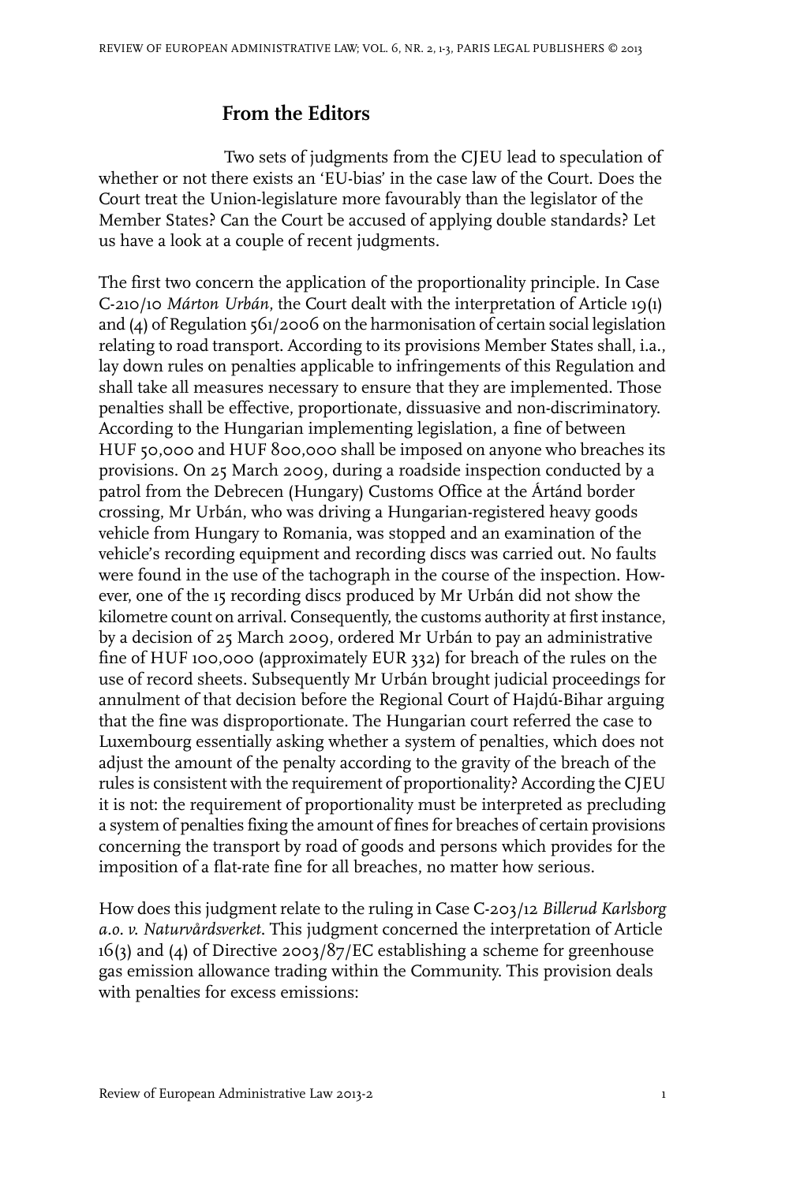## From the Editors

Two sets of judgments from the CJEU lead to speculation of whether or not there exists an 'EU-bias' in the case law of the Court. Does the Court treat the Union-legislature more favourably than the legislator of the Member States? Can the Court be accused of applying double standards? Let us have a look at a couple of recent judgments.

The first two concern the application of the proportionality principle. In Case C-210/10 *Márton Urbán*, the Court dealt with the interpretation of Article 19(1) and (4) of Regulation 561/2006 on the harmonisation of certain social legislation relating to road transport. According to its provisions Member States shall, i.a., lay down rules on penalties applicable to infringements of this Regulation and shall take all measures necessary to ensure that they are implemented. Those penalties shall be effective, proportionate, dissuasive and non-discriminatory. According to the Hungarian implementing legislation, a fine of between HUF 50,000 and HUF 800,000 shall be imposed on anyone who breaches its provisions. On 25 March 2009, during a roadside inspection conducted by a patrol from the Debrecen (Hungary) Customs Office at the Ártánd border crossing, Mr Urbán, who was driving a Hungarian-registered heavy goods vehicle from Hungary to Romania, was stopped and an examination of the vehicle's recording equipment and recording discs was carried out. No faults were found in the use of the tachograph in the course of the inspection. However, one of the 15 recording discs produced by Mr Urbán did not show the kilometre count on arrival. Consequently, the customs authority at first instance, by a decision of 25 March 2009, ordered Mr Urbán to pay an administrative fine of HUF 100,000 (approximately EUR 332) for breach of the rules on the use of record sheets. Subsequently Mr Urbán brought judicial proceedings for annulment of that decision before the Regional Court of Hajdú-Bihar arguing that the fine was disproportionate. The Hungarian court referred the case to Luxembourg essentially asking whether a system of penalties, which does not adjust the amount of the penalty according to the gravity of the breach of the rules is consistent with the requirement of proportionality? According the CJEU it is not: the requirement of proportionality must be interpreted as precluding a system of penalties fixing the amount of fines for breaches of certain provisions concerning the transport by road of goods and persons which provides for the imposition of a flat-rate fine for all breaches, no matter how serious.

How does this judgment relate to the ruling in Case C-203/12 *Billerud Karlsborg a.o. v. Naturvårdsverket*. This judgment concerned the interpretation of Article 16(3) and (4) of Directive 2003/87/EC establishing a scheme for greenhouse gas emission allowance trading within the Community. This provision deals with penalties for excess emissions: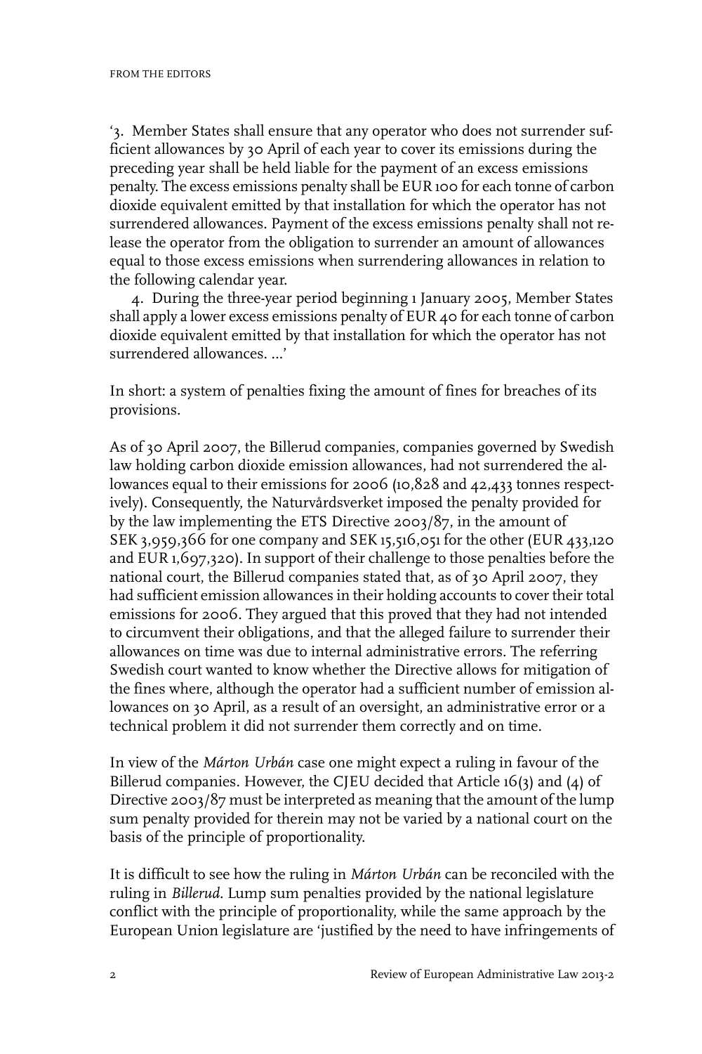'3. Member States shall ensure that any operator who does not surrender sufficient allowances by 30 April of each year to cover its emissions during the preceding year shall be held liable for the payment of an excess emissions penalty. The excess emissions penalty shall be EUR 100 for each tonne of carbon dioxide equivalent emitted by that installation for which the operator has not surrendered allowances. Payment of the excess emissions penalty shall not release the operator from the obligation to surrender an amount of allowances equal to those excess emissions when surrendering allowances in relation to the following calendar year.

4. During the three-year period beginning 1 January 2005, Member States shall apply a lower excess emissions penalty of EUR 40 for each tonne of carbon dioxide equivalent emitted by that installation for which the operator has not surrendered allowances. ...'

In short: a system of penalties fixing the amount of fines for breaches of its provisions.

As of 30 April 2007, the Billerud companies, companies governed by Swedish law holding carbon dioxide emission allowances, had not surrendered the allowances equal to their emissions for 2006 (10,828 and 42,433 tonnes respectively). Consequently, the Naturvårdsverket imposed the penalty provided for by the law implementing the ETS Directive 2003/87, in the amount of SEK 3,959,366 for one company and SEK 15,516,051 for the other (EUR 433,120 and EUR 1,697,320). In support of their challenge to those penalties before the national court, the Billerud companies stated that, as of 30 April 2007, they had sufficient emission allowances in their holding accounts to cover their total emissions for 2006. They argued that this proved that they had not intended to circumvent their obligations, and that the alleged failure to surrender their allowances on time was due to internal administrative errors. The referring Swedish court wanted to know whether the Directive allows for mitigation of the fines where, although the operator had a sufficient number of emission allowances on 30 April, as a result of an oversight, an administrative error or a technical problem it did not surrender them correctly and on time.

In view of the *Márton Urbán* case one might expect a ruling in favour of the Billerud companies. However, the CJEU decided that Article 16(3) and (4) of Directive 2003/87 must be interpreted as meaning that the amount of the lump sum penalty provided for therein may not be varied by a national court on the basis of the principle of proportionality.

It is difficult to see how the ruling in *Márton Urbán* can be reconciled with the ruling in *Billerud*. Lump sum penalties provided by the national legislature conflict with the principle of proportionality, while the same approach by the European Union legislature are 'justified by the need to have infringements of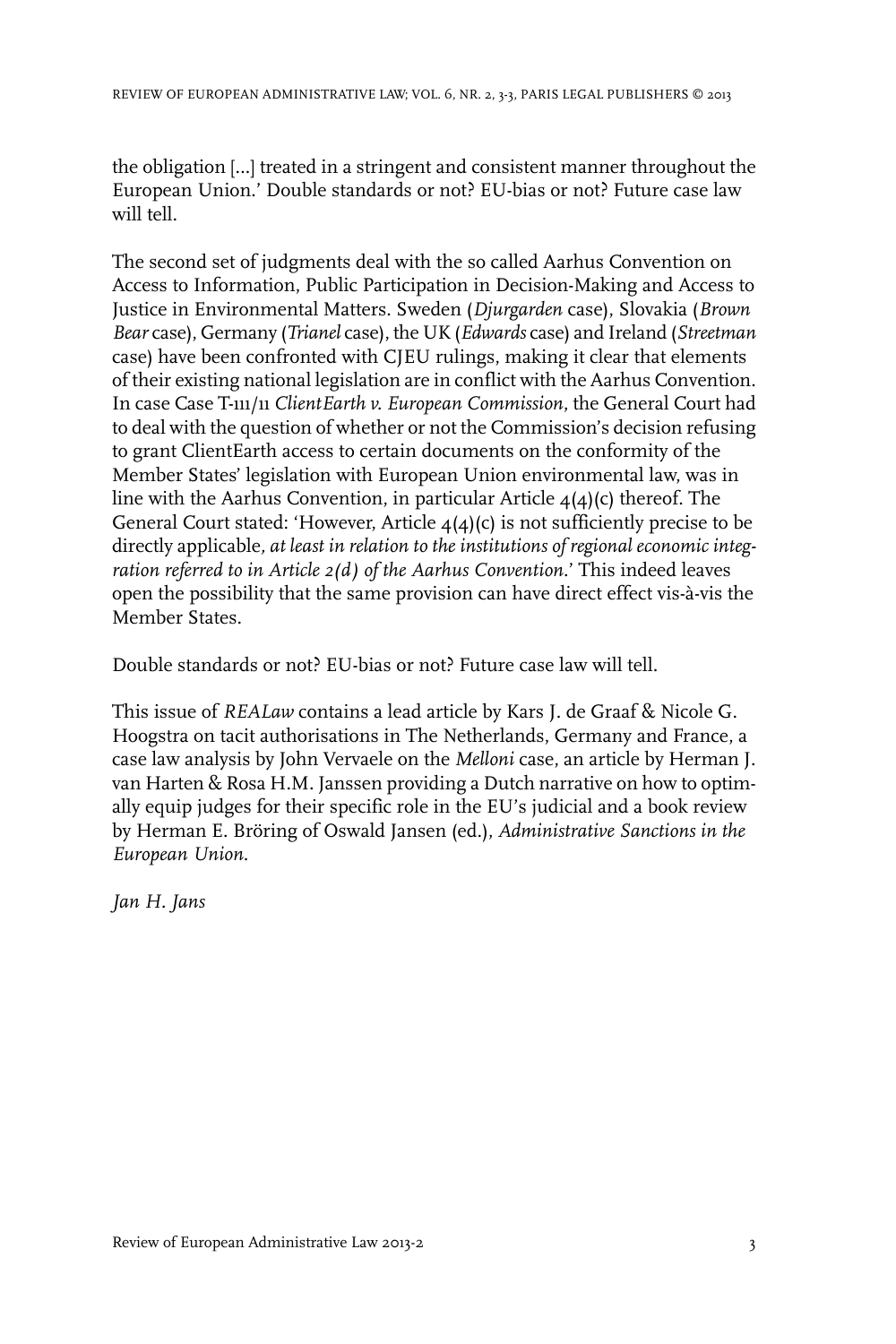the obligation [...] treated in a stringent and consistent manner throughout the European Union.' Double standards or not? EU-bias or not? Future case law will tell.

The second set of judgments deal with the so called Aarhus Convention on Access to Information, Public Participation in Decision-Making and Access to Justice in Environmental Matters. Sweden (*Djurgarden* case), Slovakia (*Brown Bear* case), Germany (*Trianel* case), the UK (*Edwards* case) and Ireland (*Streetman* case) have been confronted with CJEU rulings, making it clear that elements of their existing national legislation are in conflict with the Aarhus Convention. In case Case T-111/11 *ClientEarth v. European Commission*, the General Court had to deal with the question of whether or not the Commission's decision refusing to grant ClientEarth access to certain documents on the conformity of the Member States' legislation with European Union environmental law, was in line with the Aarhus Convention, in particular Article 4(4)(c) thereof. The General Court stated: 'However, Article 4(4)(c) is not sufficiently precise to be directly applicable, *at least in relation to the institutions of regional economic integration referred to in Article 2(d) of the Aarhus Convention*.' This indeed leaves open the possibility that the same provision can have direct effect vis-à-vis the Member States.

Double standards or not? EU-bias or not? Future case law will tell.

This issue of *REALaw* contains a lead article by Kars J. de Graaf & Nicole G. Hoogstra on tacit authorisations in The Netherlands, Germany and France, a case law analysis by John Vervaele on the *Melloni* case, an article by Herman J. van Harten & Rosa H.M. Janssen providing a Dutch narrative on how to optimally equip judges for their specific role in the EU's judicial and a book review by Herman E. Bröring of Oswald Jansen (ed.), *Administrative Sanctions in the European Union*.

*Jan H. Jans*